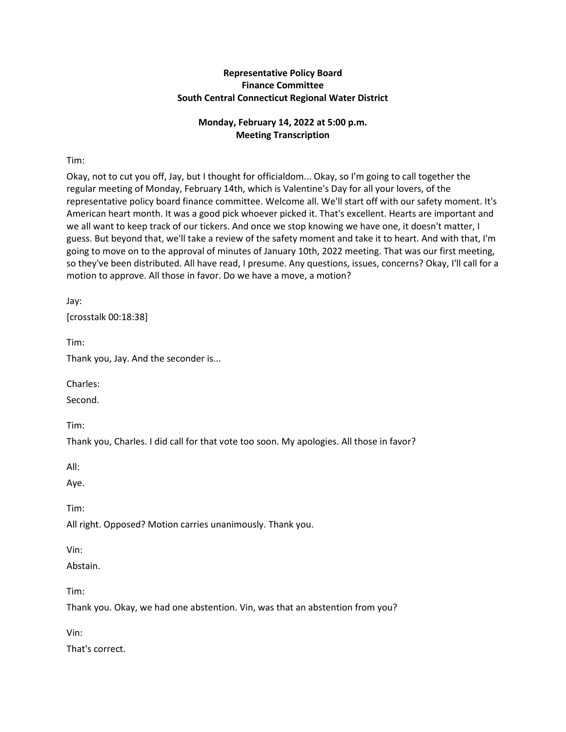**Representative Policy Board**
**Finance Committee**
**South Central Connecticut Regional Water District**

**Monday, February 14, 2022 at 5:00 p.m.**
**Meeting Transcription**

Tim:

Okay, not to cut you off, Jay, but I thought for officialdom... Okay, so I'm going to call together the regular meeting of Monday, February 14th, which is Valentine's Day for all your lovers, of the representative policy board finance committee. Welcome all. We'll start off with our safety moment. It's American heart month. It was a good pick whoever picked it. That's excellent. Hearts are important and we all want to keep track of our tickers. And once we stop knowing we have one, it doesn't matter, I guess. But beyond that, we'll take a review of the safety moment and take it to heart. And with that, I'm going to move on to the approval of minutes of January 10th, 2022 meeting. That was our first meeting, so they've been distributed. All have read, I presume. Any questions, issues, concerns? Okay, I'll call for a motion to approve. All those in favor. Do we have a move, a motion?

Jay:

[crosstalk 00:18:38]

Tim:

Thank you, Jay. And the seconder is...

Charles:

Second.

Tim:

Thank you, Charles. I did call for that vote too soon. My apologies. All those in favor?

All:

Aye.

Tim:

All right. Opposed? Motion carries unanimously. Thank you.

Vin:

Abstain.

Tim:

Thank you. Okay, we had one abstention. Vin, was that an abstention from you?

Vin:

That's correct.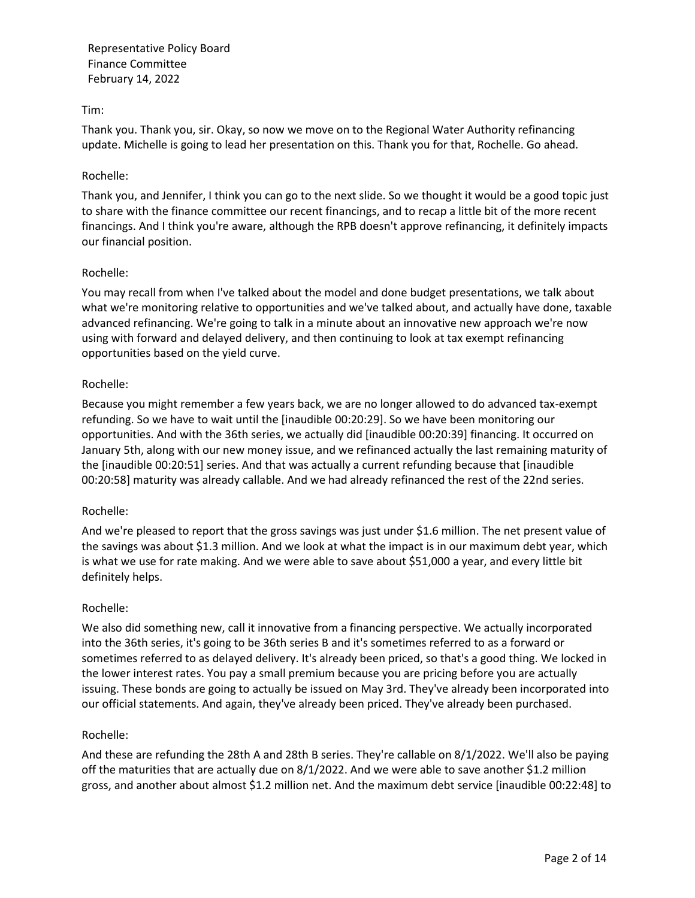Representative Policy Board
Finance Committee
February 14, 2022

Tim:

Thank you. Thank you, sir. Okay, so now we move on to the Regional Water Authority refinancing update. Michelle is going to lead her presentation on this. Thank you for that, Rochelle. Go ahead.

Rochelle:

Thank you, and Jennifer, I think you can go to the next slide. So we thought it would be a good topic just to share with the finance committee our recent financings, and to recap a little bit of the more recent financings. And I think you're aware, although the RPB doesn't approve refinancing, it definitely impacts our financial position.

Rochelle:

You may recall from when I've talked about the model and done budget presentations, we talk about what we're monitoring relative to opportunities and we've talked about, and actually have done, taxable advanced refinancing. We're going to talk in a minute about an innovative new approach we're now using with forward and delayed delivery, and then continuing to look at tax exempt refinancing opportunities based on the yield curve.

Rochelle:

Because you might remember a few years back, we are no longer allowed to do advanced tax-exempt refunding. So we have to wait until the [inaudible 00:20:29]. So we have been monitoring our opportunities. And with the 36th series, we actually did [inaudible 00:20:39] financing. It occurred on January 5th, along with our new money issue, and we refinanced actually the last remaining maturity of the [inaudible 00:20:51] series. And that was actually a current refunding because that [inaudible 00:20:58] maturity was already callable. And we had already refinanced the rest of the 22nd series.

Rochelle:

And we're pleased to report that the gross savings was just under $1.6 million. The net present value of the savings was about $1.3 million. And we look at what the impact is in our maximum debt year, which is what we use for rate making. And we were able to save about $51,000 a year, and every little bit definitely helps.

Rochelle:

We also did something new, call it innovative from a financing perspective. We actually incorporated into the 36th series, it's going to be 36th series B and it's sometimes referred to as a forward or sometimes referred to as delayed delivery. It's already been priced, so that's a good thing. We locked in the lower interest rates. You pay a small premium because you are pricing before you are actually issuing. These bonds are going to actually be issued on May 3rd. They've already been incorporated into our official statements. And again, they've already been priced. They've already been purchased.

Rochelle:

And these are refunding the 28th A and 28th B series. They're callable on 8/1/2022. We'll also be paying off the maturities that are actually due on 8/1/2022. And we were able to save another $1.2 million gross, and another about almost $1.2 million net. And the maximum debt service [inaudible 00:22:48] to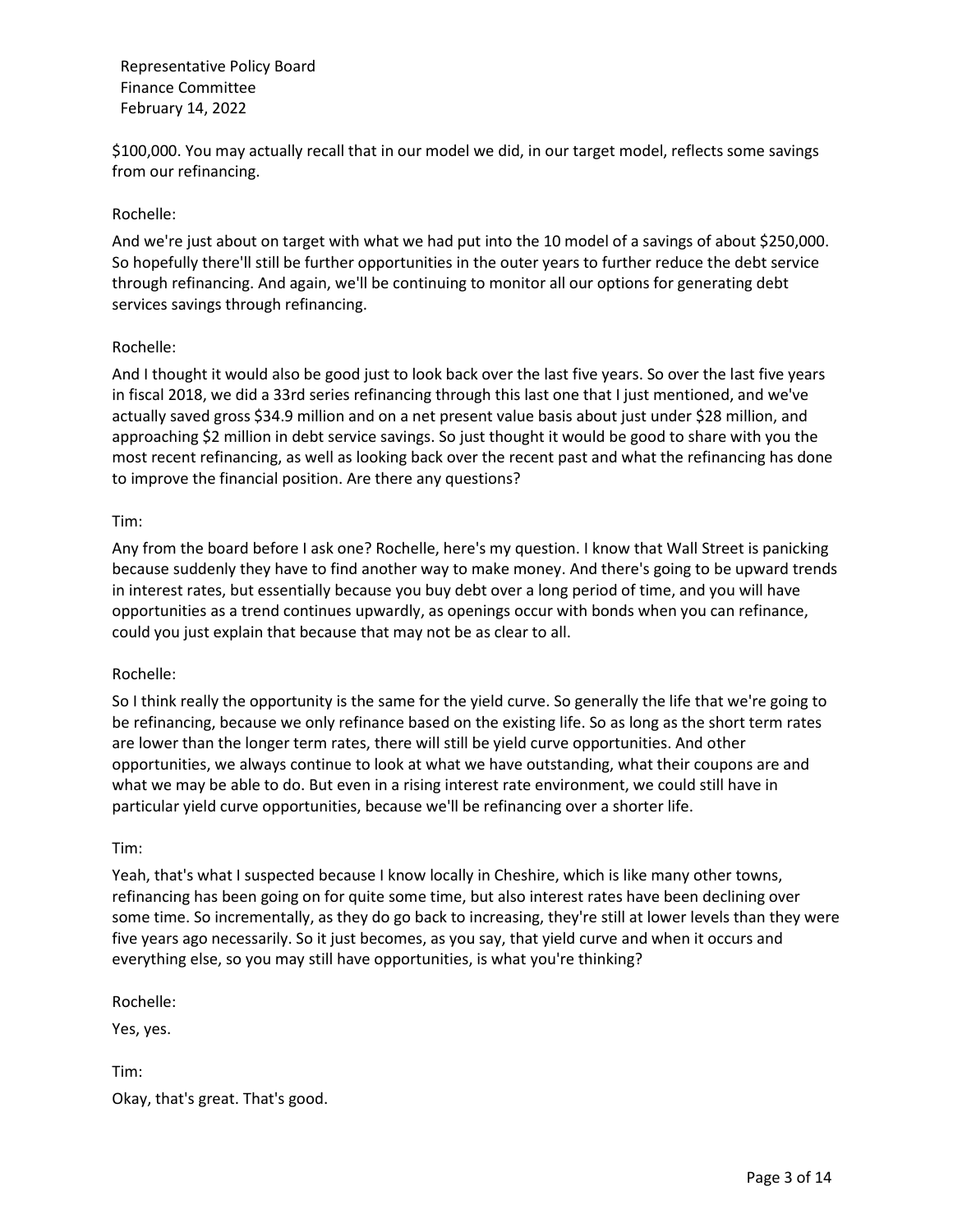$100,000. You may actually recall that in our model we did, in our target model, reflects some savings from our refinancing.

Rochelle:

And we're just about on target with what we had put into the 10 model of a savings of about $250,000. So hopefully there'll still be further opportunities in the outer years to further reduce the debt service through refinancing. And again, we'll be continuing to monitor all our options for generating debt services savings through refinancing.

Rochelle:

And I thought it would also be good just to look back over the last five years. So over the last five years in fiscal 2018, we did a 33rd series refinancing through this last one that I just mentioned, and we've actually saved gross $34.9 million and on a net present value basis about just under $28 million, and approaching $2 million in debt service savings. So just thought it would be good to share with you the most recent refinancing, as well as looking back over the recent past and what the refinancing has done to improve the financial position. Are there any questions?

Tim:

Any from the board before I ask one? Rochelle, here's my question. I know that Wall Street is panicking because suddenly they have to find another way to make money. And there's going to be upward trends in interest rates, but essentially because you buy debt over a long period of time, and you will have opportunities as a trend continues upwardly, as openings occur with bonds when you can refinance, could you just explain that because that may not be as clear to all.

Rochelle:

So I think really the opportunity is the same for the yield curve. So generally the life that we're going to be refinancing, because we only refinance based on the existing life. So as long as the short term rates are lower than the longer term rates, there will still be yield curve opportunities. And other opportunities, we always continue to look at what we have outstanding, what their coupons are and what we may be able to do. But even in a rising interest rate environment, we could still have in particular yield curve opportunities, because we'll be refinancing over a shorter life.

Tim:

Yeah, that's what I suspected because I know locally in Cheshire, which is like many other towns, refinancing has been going on for quite some time, but also interest rates have been declining over some time. So incrementally, as they do go back to increasing, they're still at lower levels than they were five years ago necessarily. So it just becomes, as you say, that yield curve and when it occurs and everything else, so you may still have opportunities, is what you're thinking?

Rochelle:

Yes, yes.

Tim:

Okay, that's great. That's good.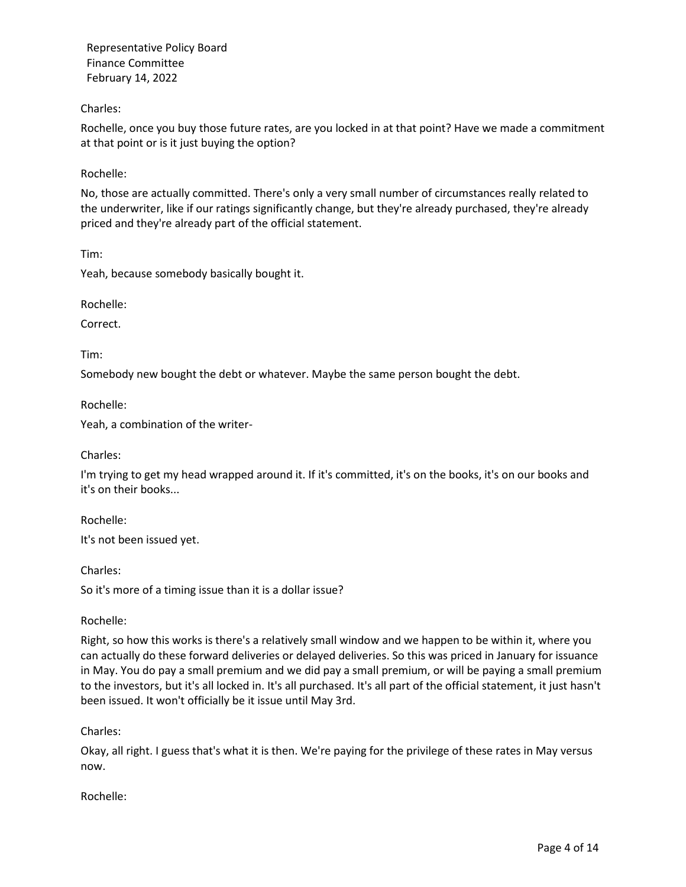Charles:

Rochelle, once you buy those future rates, are you locked in at that point? Have we made a commitment at that point or is it just buying the option?

Rochelle:

No, those are actually committed. There's only a very small number of circumstances really related to the underwriter, like if our ratings significantly change, but they're already purchased, they're already priced and they're already part of the official statement.

Tim:

Yeah, because somebody basically bought it.

Rochelle:

Correct.

Tim:

Somebody new bought the debt or whatever. Maybe the same person bought the debt.

Rochelle:

Yeah, a combination of the writer-

Charles:

I'm trying to get my head wrapped around it. If it's committed, it's on the books, it's on our books and it's on their books...

Rochelle:

It's not been issued yet.

Charles:

So it's more of a timing issue than it is a dollar issue?

Rochelle:

Right, so how this works is there's a relatively small window and we happen to be within it, where you can actually do these forward deliveries or delayed deliveries. So this was priced in January for issuance in May. You do pay a small premium and we did pay a small premium, or will be paying a small premium to the investors, but it's all locked in. It's all purchased. It's all part of the official statement, it just hasn't been issued. It won't officially be it issue until May 3rd.

Charles:

Okay, all right. I guess that's what it is then. We're paying for the privilege of these rates in May versus now.

Rochelle: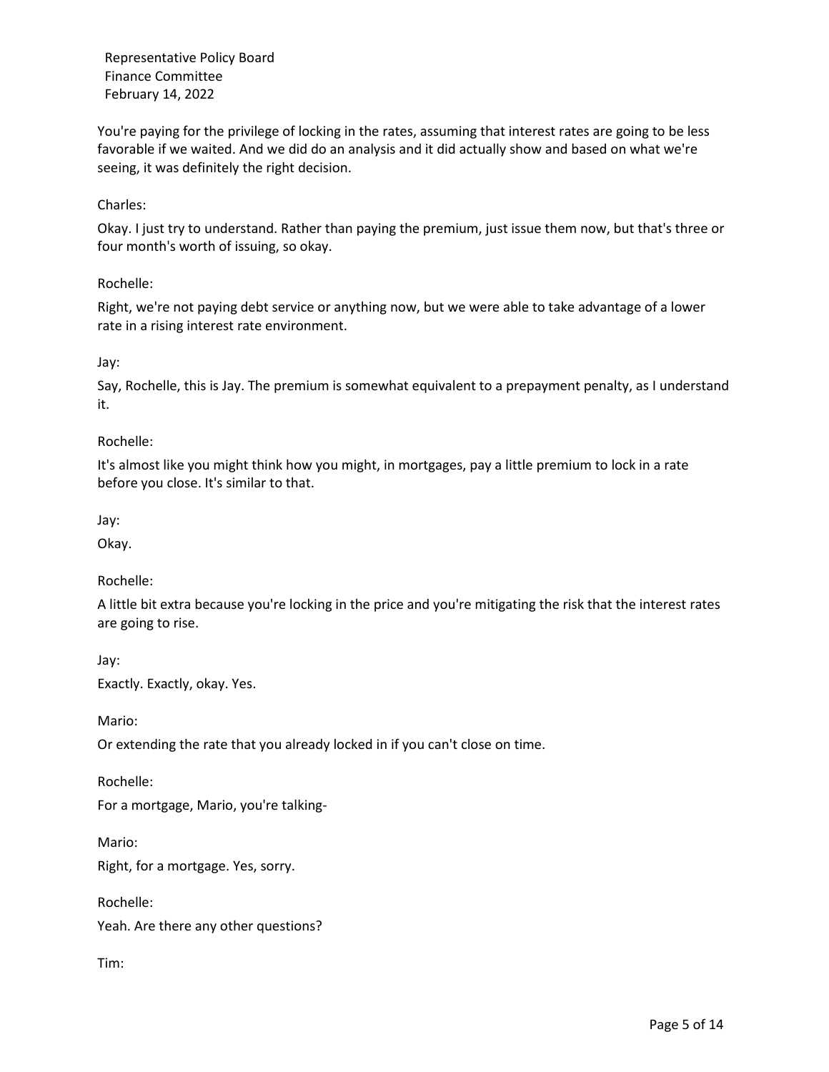You're paying for the privilege of locking in the rates, assuming that interest rates are going to be less favorable if we waited. And we did do an analysis and it did actually show and based on what we're seeing, it was definitely the right decision.

Charles:

Okay. I just try to understand. Rather than paying the premium, just issue them now, but that's three or four month's worth of issuing, so okay.

Rochelle:

Right, we're not paying debt service or anything now, but we were able to take advantage of a lower rate in a rising interest rate environment.

Jay:

Say, Rochelle, this is Jay. The premium is somewhat equivalent to a prepayment penalty, as I understand it.

Rochelle:

It's almost like you might think how you might, in mortgages, pay a little premium to lock in a rate before you close. It's similar to that.

Jay:

Okay.

Rochelle:

A little bit extra because you're locking in the price and you're mitigating the risk that the interest rates are going to rise.

Jay:

Exactly. Exactly, okay. Yes.

Mario:

Or extending the rate that you already locked in if you can't close on time.

Rochelle:

For a mortgage, Mario, you're talking-

Mario:

Right, for a mortgage. Yes, sorry.

Rochelle:

Yeah. Are there any other questions?

Tim: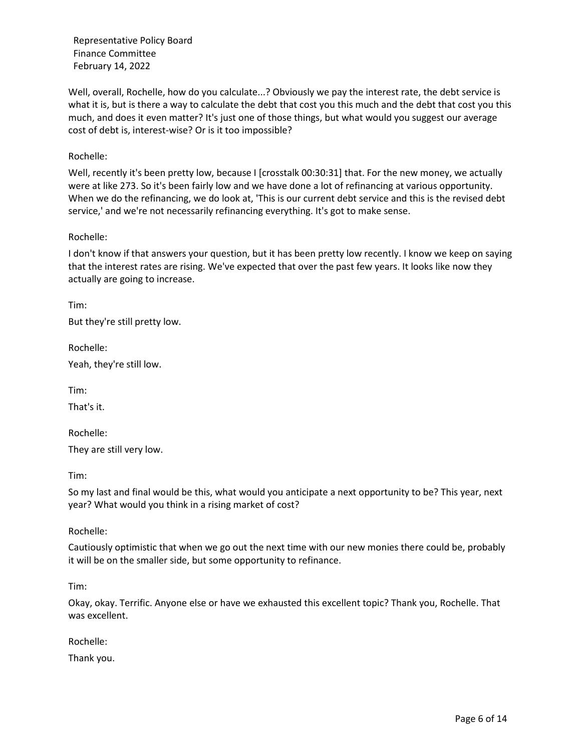Well, overall, Rochelle, how do you calculate...? Obviously we pay the interest rate, the debt service is what it is, but is there a way to calculate the debt that cost you this much and the debt that cost you this much, and does it even matter? It's just one of those things, but what would you suggest our average cost of debt is, interest-wise? Or is it too impossible?

Rochelle:

Well, recently it's been pretty low, because I [crosstalk 00:30:31] that. For the new money, we actually were at like 273. So it's been fairly low and we have done a lot of refinancing at various opportunity. When we do the refinancing, we do look at, 'This is our current debt service and this is the revised debt service,' and we're not necessarily refinancing everything. It's got to make sense.

Rochelle:

I don't know if that answers your question, but it has been pretty low recently. I know we keep on saying that the interest rates are rising. We've expected that over the past few years. It looks like now they actually are going to increase.

Tim:

But they're still pretty low.

Rochelle:

Yeah, they're still low.

Tim:

That's it.

Rochelle:

They are still very low.

Tim:

So my last and final would be this, what would you anticipate a next opportunity to be? This year, next year? What would you think in a rising market of cost?

Rochelle:

Cautiously optimistic that when we go out the next time with our new monies there could be, probably it will be on the smaller side, but some opportunity to refinance.

Tim:

Okay, okay. Terrific. Anyone else or have we exhausted this excellent topic? Thank you, Rochelle. That was excellent.

Rochelle:

Thank you.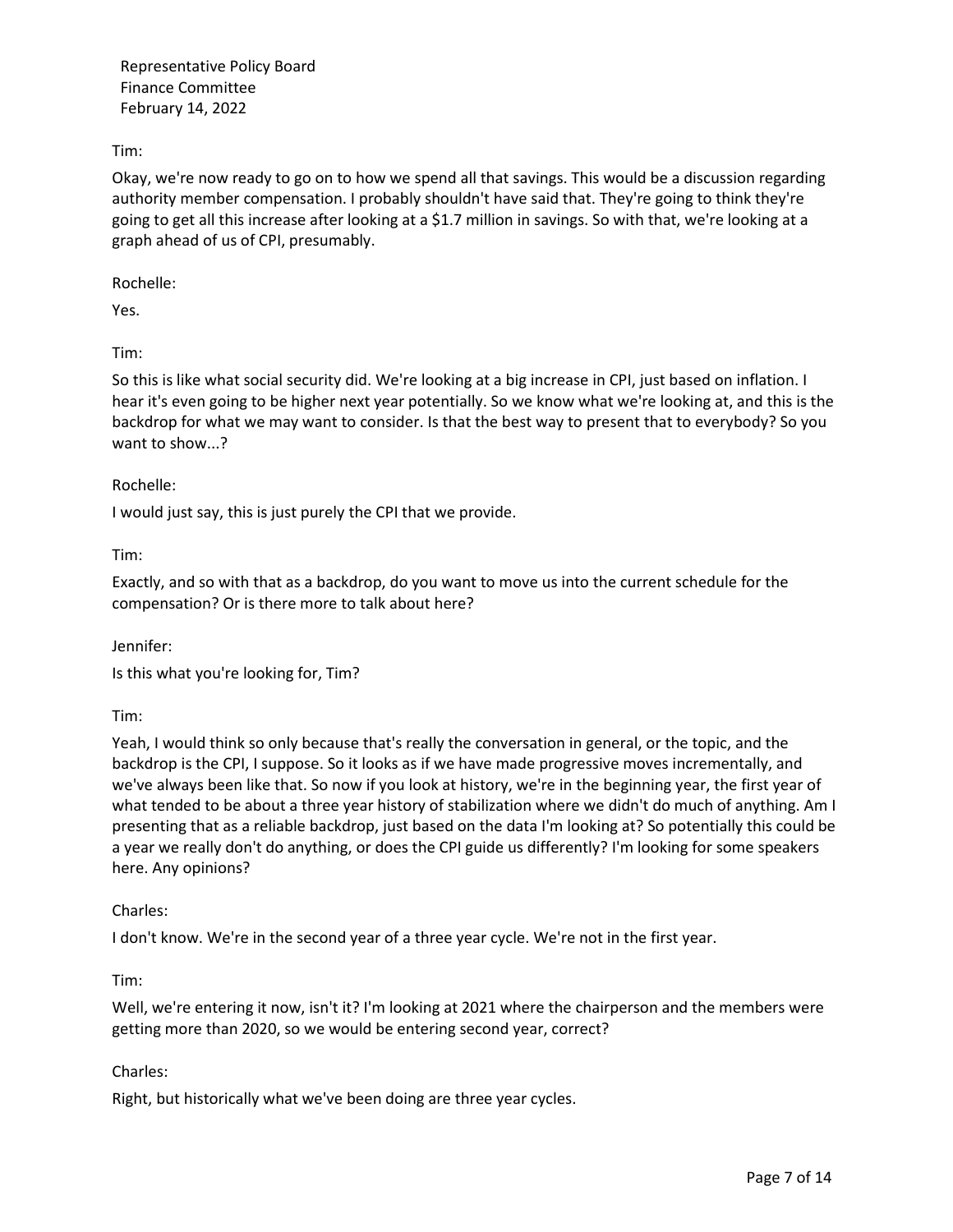Tim:

Okay, we're now ready to go on to how we spend all that savings. This would be a discussion regarding authority member compensation. I probably shouldn't have said that. They're going to think they're going to get all this increase after looking at a $1.7 million in savings. So with that, we're looking at a graph ahead of us of CPI, presumably.

Rochelle:

Yes.

Tim:

So this is like what social security did. We're looking at a big increase in CPI, just based on inflation. I hear it's even going to be higher next year potentially. So we know what we're looking at, and this is the backdrop for what we may want to consider. Is that the best way to present that to everybody? So you want to show...?

Rochelle:

I would just say, this is just purely the CPI that we provide.

Tim:

Exactly, and so with that as a backdrop, do you want to move us into the current schedule for the compensation? Or is there more to talk about here?

Jennifer:

Is this what you're looking for, Tim?

Tim:

Yeah, I would think so only because that's really the conversation in general, or the topic, and the backdrop is the CPI, I suppose. So it looks as if we have made progressive moves incrementally, and we've always been like that. So now if you look at history, we're in the beginning year, the first year of what tended to be about a three year history of stabilization where we didn't do much of anything. Am I presenting that as a reliable backdrop, just based on the data I'm looking at? So potentially this could be a year we really don't do anything, or does the CPI guide us differently? I'm looking for some speakers here. Any opinions?

Charles:

I don't know. We're in the second year of a three year cycle. We're not in the first year.

Tim:

Well, we're entering it now, isn't it? I'm looking at 2021 where the chairperson and the members were getting more than 2020, so we would be entering second year, correct?

Charles:

Right, but historically what we've been doing are three year cycles.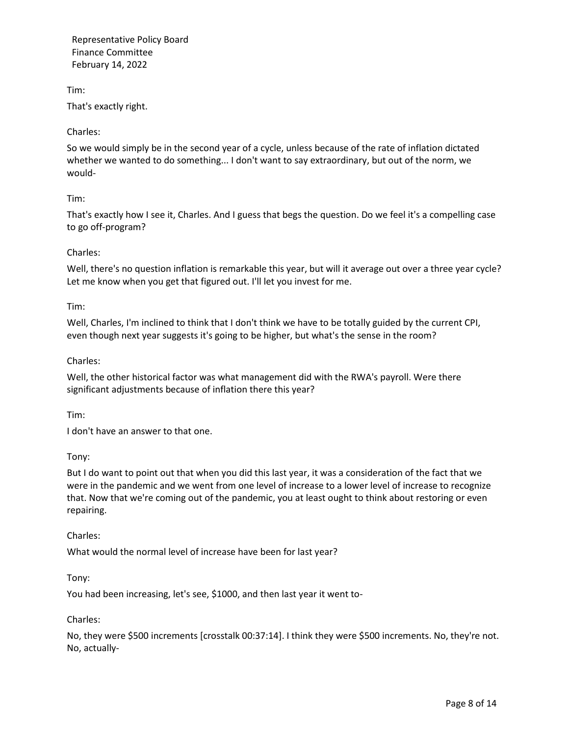Tim:

That's exactly right.

Charles:

So we would simply be in the second year of a cycle, unless because of the rate of inflation dictated whether we wanted to do something... I don't want to say extraordinary, but out of the norm, we would-

Tim:

That's exactly how I see it, Charles. And I guess that begs the question. Do we feel it's a compelling case to go off-program?

Charles:

Well, there's no question inflation is remarkable this year, but will it average out over a three year cycle? Let me know when you get that figured out. I'll let you invest for me.

Tim:

Well, Charles, I'm inclined to think that I don't think we have to be totally guided by the current CPI, even though next year suggests it's going to be higher, but what's the sense in the room?

Charles:

Well, the other historical factor was what management did with the RWA's payroll. Were there significant adjustments because of inflation there this year?

Tim:

I don't have an answer to that one.

Tony:

But I do want to point out that when you did this last year, it was a consideration of the fact that we were in the pandemic and we went from one level of increase to a lower level of increase to recognize that. Now that we're coming out of the pandemic, you at least ought to think about restoring or even repairing.

Charles:

What would the normal level of increase have been for last year?

Tony:

You had been increasing, let's see, $1000, and then last year it went to-

Charles:

No, they were $500 increments [crosstalk 00:37:14]. I think they were $500 increments. No, they're not. No, actually-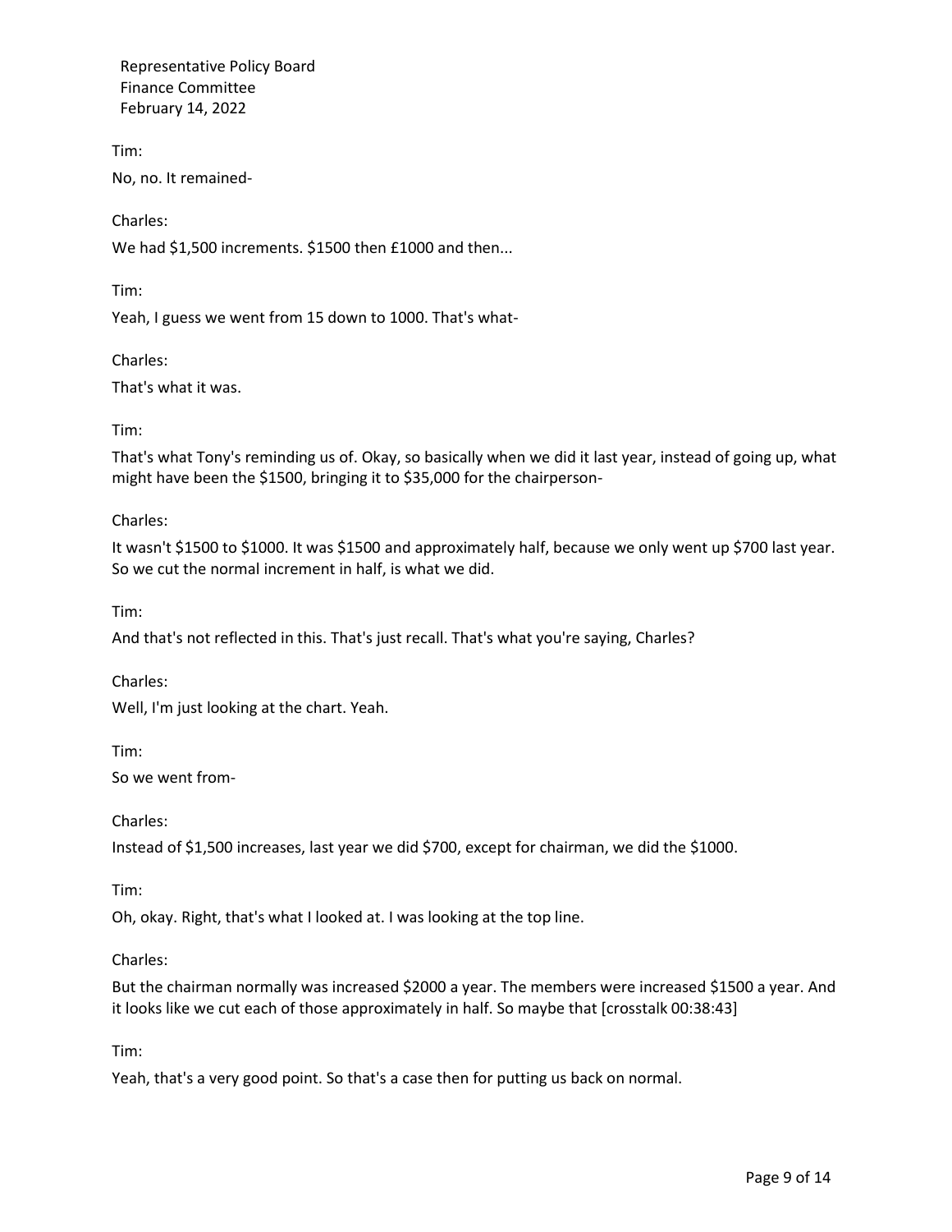Tim:

No, no. It remained-

Charles:

We had $1,500 increments. $1500 then £1000 and then...

Tim:

Yeah, I guess we went from 15 down to 1000. That's what-

Charles:

That's what it was.

Tim:

That's what Tony's reminding us of. Okay, so basically when we did it last year, instead of going up, what might have been the $1500, bringing it to $35,000 for the chairperson-

Charles:

It wasn't $1500 to $1000. It was $1500 and approximately half, because we only went up $700 last year. So we cut the normal increment in half, is what we did.

Tim:

And that's not reflected in this. That's just recall. That's what you're saying, Charles?

Charles:

Well, I'm just looking at the chart. Yeah.

Tim:

So we went from-

Charles:

Instead of $1,500 increases, last year we did $700, except for chairman, we did the $1000.

Tim:

Oh, okay. Right, that's what I looked at. I was looking at the top line.

Charles:

But the chairman normally was increased $2000 a year. The members were increased $1500 a year. And it looks like we cut each of those approximately in half. So maybe that [crosstalk 00:38:43]

Tim:

Yeah, that's a very good point. So that's a case then for putting us back on normal.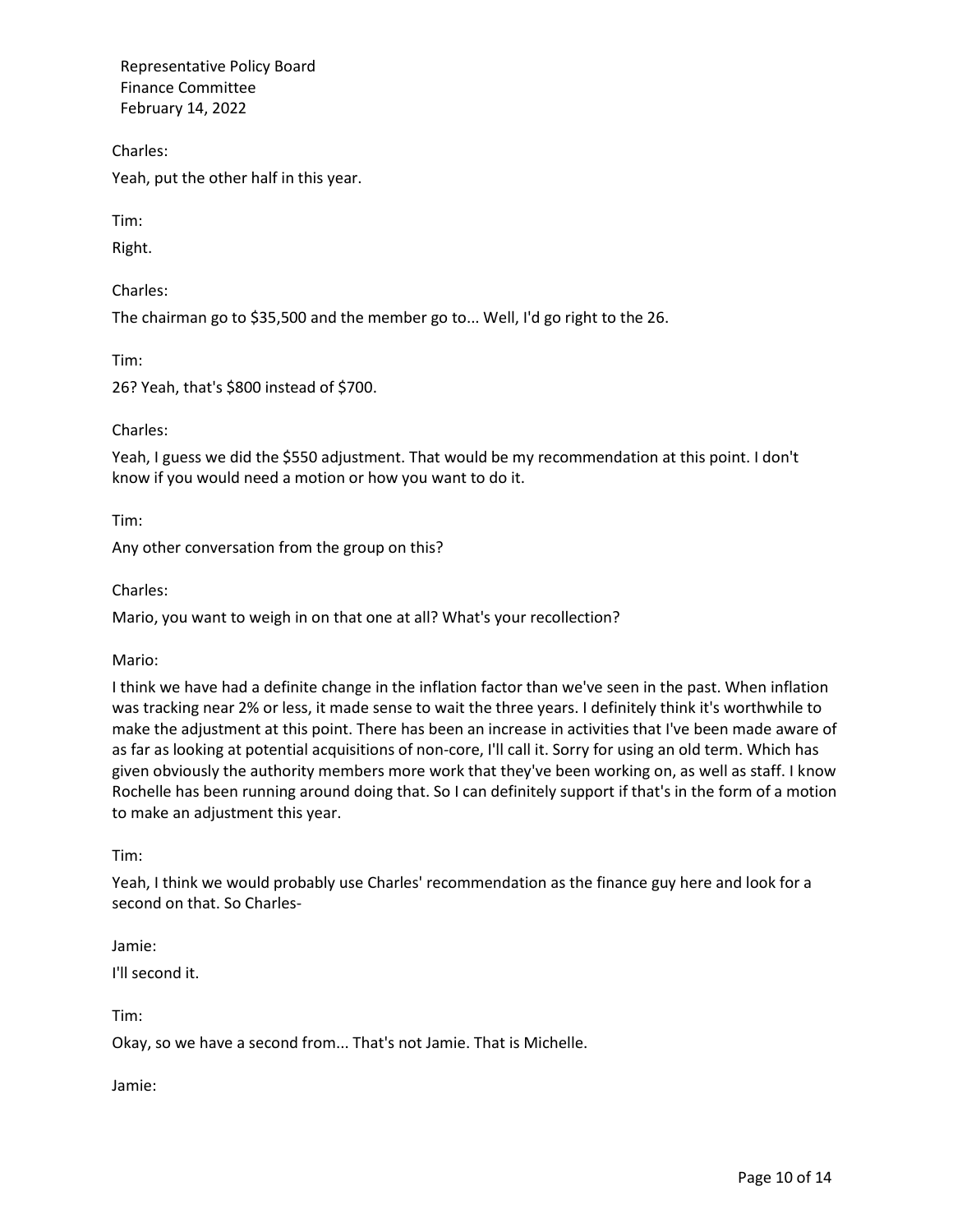Charles:

Yeah, put the other half in this year.

Tim:

Right.

Charles:

The chairman go to $35,500 and the member go to... Well, I'd go right to the 26.

Tim:

26? Yeah, that's $800 instead of $700.

Charles:

Yeah, I guess we did the $550 adjustment. That would be my recommendation at this point. I don't know if you would need a motion or how you want to do it.

Tim:

Any other conversation from the group on this?

Charles:

Mario, you want to weigh in on that one at all? What's your recollection?

Mario:

I think we have had a definite change in the inflation factor than we've seen in the past. When inflation was tracking near 2% or less, it made sense to wait the three years. I definitely think it's worthwhile to make the adjustment at this point. There has been an increase in activities that I've been made aware of as far as looking at potential acquisitions of non-core, I'll call it. Sorry for using an old term. Which has given obviously the authority members more work that they've been working on, as well as staff. I know Rochelle has been running around doing that. So I can definitely support if that's in the form of a motion to make an adjustment this year.

Tim:

Yeah, I think we would probably use Charles' recommendation as the finance guy here and look for a second on that. So Charles-

Jamie:

I'll second it.

Tim:

Okay, so we have a second from... That's not Jamie. That is Michelle.

Jamie: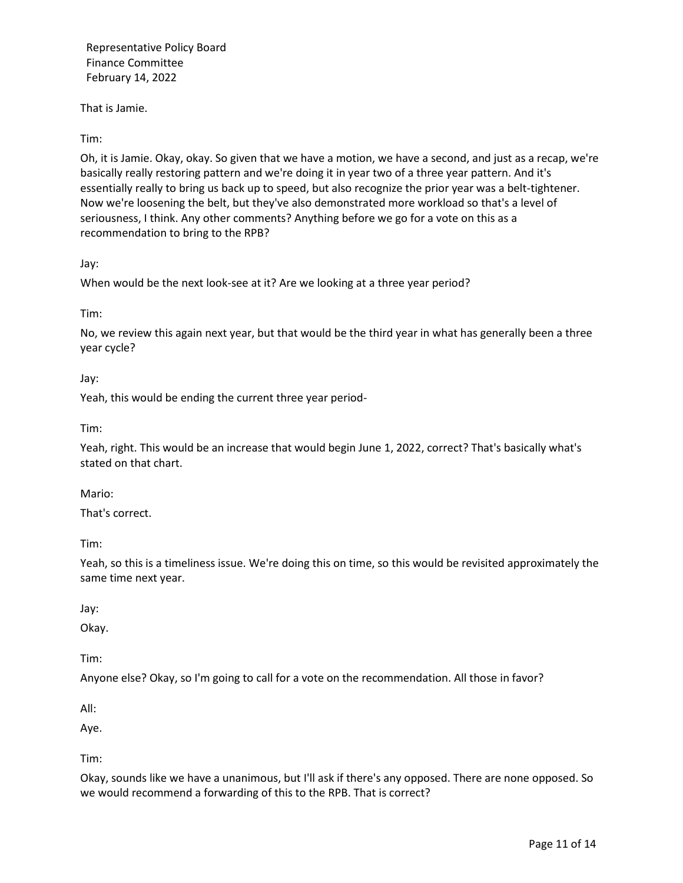That is Jamie.

Tim:

Oh, it is Jamie. Okay, okay. So given that we have a motion, we have a second, and just as a recap, we're basically really restoring pattern and we're doing it in year two of a three year pattern. And it's essentially really to bring us back up to speed, but also recognize the prior year was a belt-tightener. Now we're loosening the belt, but they've also demonstrated more workload so that's a level of seriousness, I think. Any other comments? Anything before we go for a vote on this as a recommendation to bring to the RPB?

Jay:

When would be the next look-see at it? Are we looking at a three year period?

Tim:

No, we review this again next year, but that would be the third year in what has generally been a three year cycle?

Jay:

Yeah, this would be ending the current three year period-

Tim:

Yeah, right. This would be an increase that would begin June 1, 2022, correct? That's basically what's stated on that chart.

Mario:

That's correct.

Tim:

Yeah, so this is a timeliness issue. We're doing this on time, so this would be revisited approximately the same time next year.

Jay:

Okay.

Tim:

Anyone else? Okay, so I'm going to call for a vote on the recommendation. All those in favor?

All:

Aye.

Tim:

Okay, sounds like we have a unanimous, but I'll ask if there's any opposed. There are none opposed. So we would recommend a forwarding of this to the RPB. That is correct?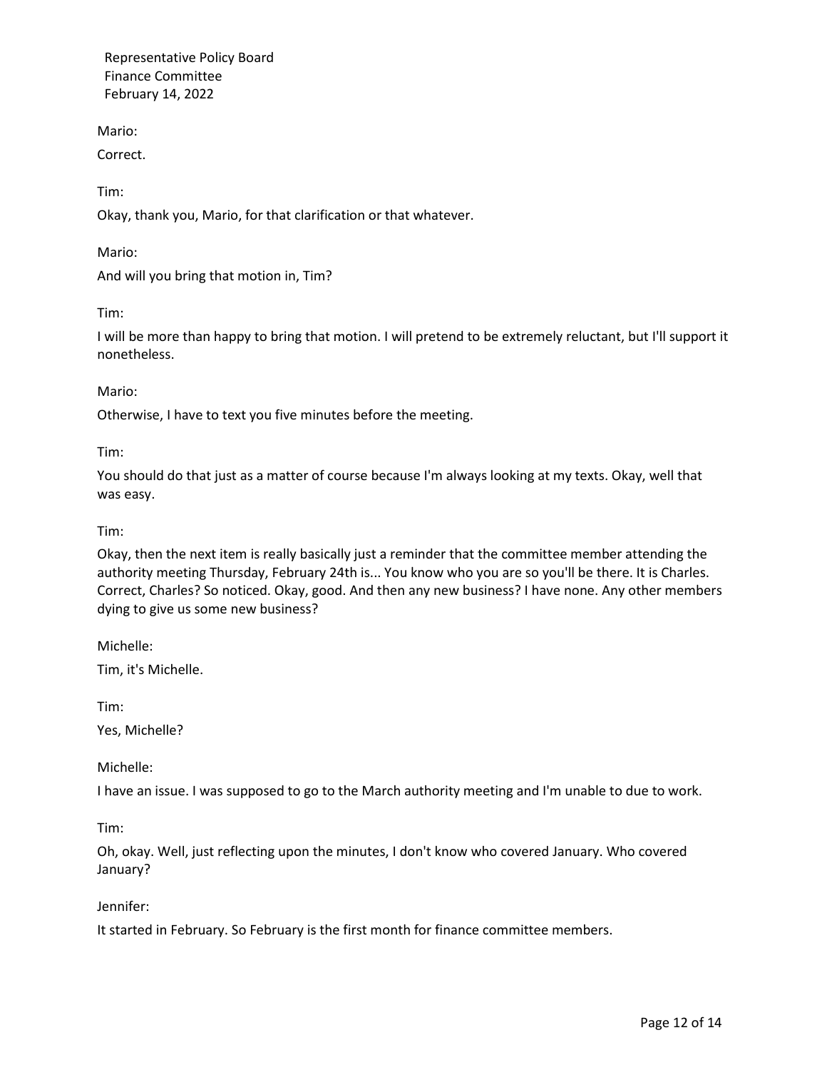Mario:

Correct.

Tim:

Okay, thank you, Mario, for that clarification or that whatever.

Mario:

And will you bring that motion in, Tim?

Tim:

I will be more than happy to bring that motion. I will pretend to be extremely reluctant, but I'll support it nonetheless.

Mario:

Otherwise, I have to text you five minutes before the meeting.

Tim:

You should do that just as a matter of course because I'm always looking at my texts. Okay, well that was easy.

Tim:

Okay, then the next item is really basically just a reminder that the committee member attending the authority meeting Thursday, February 24th is... You know who you are so you'll be there. It is Charles. Correct, Charles? So noticed. Okay, good. And then any new business? I have none. Any other members dying to give us some new business?

Michelle:

Tim, it's Michelle.

Tim:

Yes, Michelle?

Michelle:

I have an issue. I was supposed to go to the March authority meeting and I'm unable to due to work.

Tim:

Oh, okay. Well, just reflecting upon the minutes, I don't know who covered January. Who covered January?

Jennifer:

It started in February. So February is the first month for finance committee members.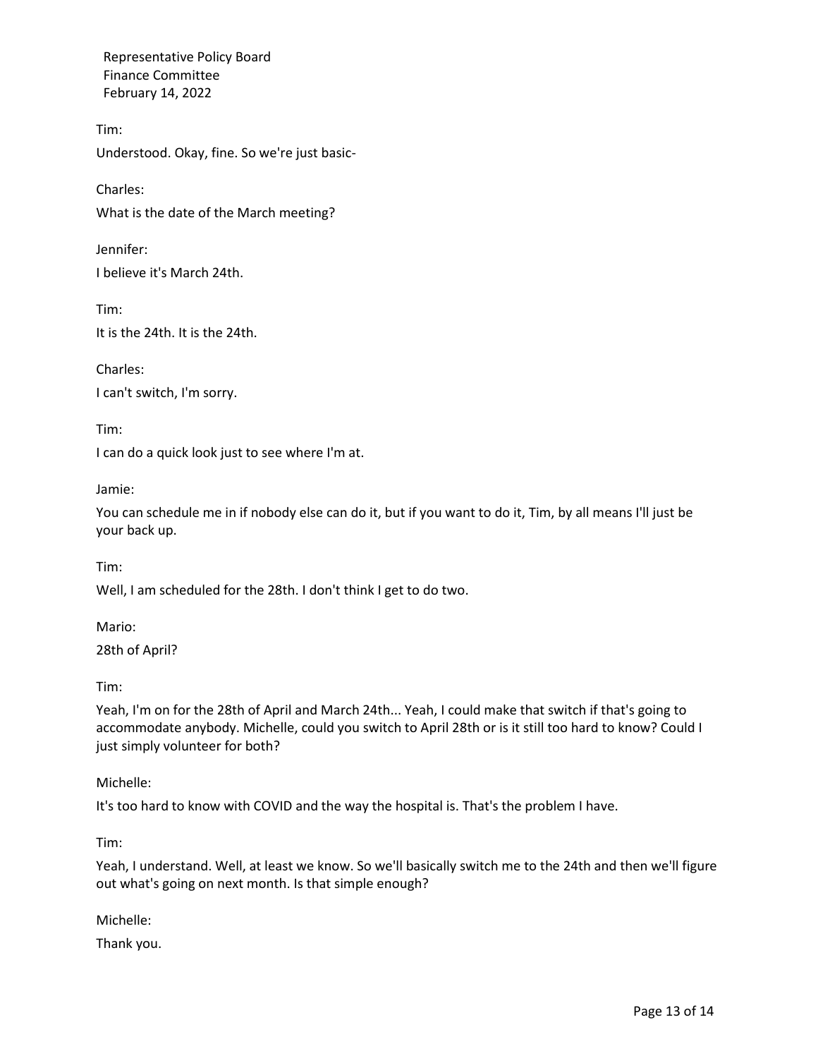Tim:

Understood. Okay, fine. So we're just basic-

Charles:

What is the date of the March meeting?

Jennifer:

I believe it's March 24th.

Tim:

It is the 24th. It is the 24th.

Charles:

I can't switch, I'm sorry.

Tim:

I can do a quick look just to see where I'm at.

Jamie:

You can schedule me in if nobody else can do it, but if you want to do it, Tim, by all means I'll just be your back up.

Tim:

Well, I am scheduled for the 28th. I don't think I get to do two.

Mario:

28th of April?

Tim:

Yeah, I'm on for the 28th of April and March 24th... Yeah, I could make that switch if that's going to accommodate anybody. Michelle, could you switch to April 28th or is it still too hard to know? Could I just simply volunteer for both?

Michelle:

It's too hard to know with COVID and the way the hospital is. That's the problem I have.

Tim:

Yeah, I understand. Well, at least we know. So we'll basically switch me to the 24th and then we'll figure out what's going on next month. Is that simple enough?

Michelle:

Thank you.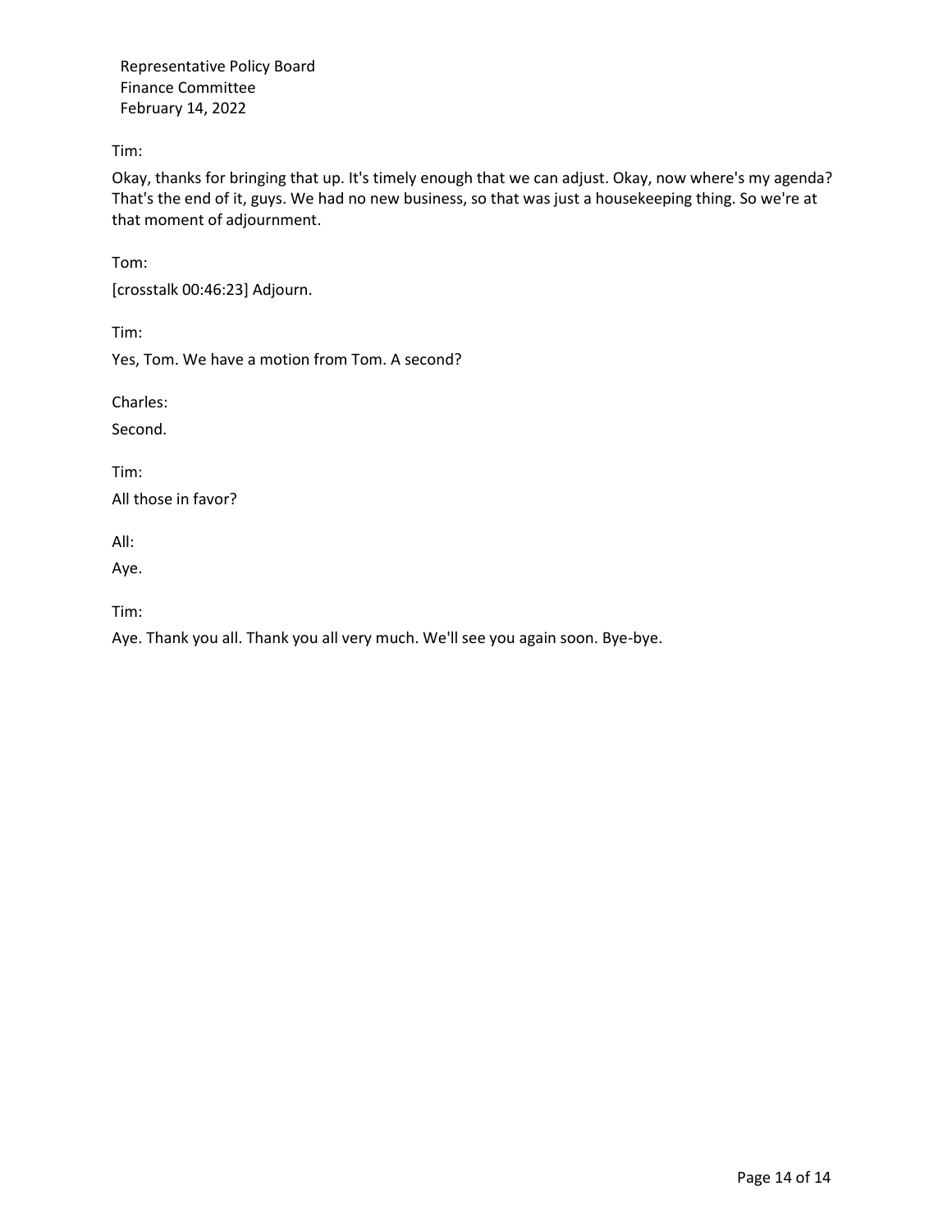Tim:

Okay, thanks for bringing that up. It's timely enough that we can adjust. Okay, now where's my agenda? That's the end of it, guys. We had no new business, so that was just a housekeeping thing. So we're at that moment of adjournment.

Tom:

[crosstalk 00:46:23] Adjourn.

Tim:

Yes, Tom. We have a motion from Tom. A second?

Charles:

Second.

Tim:

All those in favor?

All:

Aye.

Tim:

Aye. Thank you all. Thank you all very much. We'll see you again soon. Bye-bye.